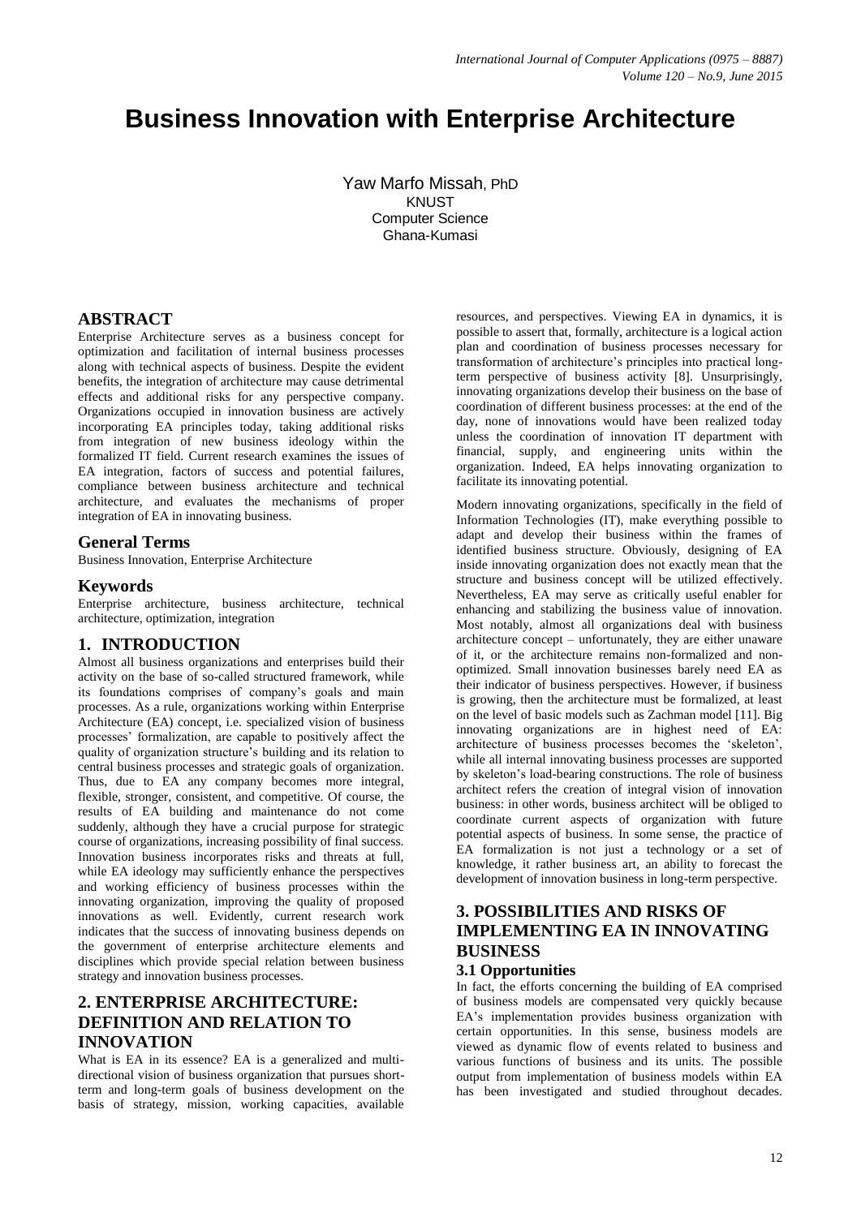# Business Innovation with Enterprise Architecture

Yaw Marfo Missah, PhD
KNUST
Computer Science
Ghana-Kumasi

## ABSTRACT

Enterprise Architecture serves as a business concept for optimization and facilitation of internal business processes along with technical aspects of business. Despite the evident benefits, the integration of architecture may cause detrimental effects and additional risks for any perspective company. Organizations occupied in innovation business are actively incorporating EA principles today, taking additional risks from integration of new business ideology within the formalized IT field. Current research examines the issues of EA integration, factors of success and potential failures, compliance between business architecture and technical architecture, and evaluates the mechanisms of proper integration of EA in innovating business.

### General Terms

Business Innovation, Enterprise Architecture

### Keywords

Enterprise architecture, business architecture, technical architecture, optimization, integration

## 1. INTRODUCTION

Almost all business organizations and enterprises build their activity on the base of so-called structured framework, while its foundations comprises of company's goals and main processes. As a rule, organizations working within Enterprise Architecture (EA) concept, i.e. specialized vision of business processes' formalization, are capable to positively affect the quality of organization structure's building and its relation to central business processes and strategic goals of organization. Thus, due to EA any company becomes more integral, flexible, stronger, consistent, and competitive. Of course, the results of EA building and maintenance do not come suddenly, although they have a crucial purpose for strategic course of organizations, increasing possibility of final success. Innovation business incorporates risks and threats at full, while EA ideology may sufficiently enhance the perspectives and working efficiency of business processes within the innovating organization, improving the quality of proposed innovations as well. Evidently, current research work indicates that the success of innovating business depends on the government of enterprise architecture elements and disciplines which provide special relation between business strategy and innovation business processes.

## 2. ENTERPRISE ARCHITECTURE: DEFINITION AND RELATION TO INNOVATION

What is EA in its essence? EA is a generalized and multi-directional vision of business organization that pursues short-term and long-term goals of business development on the basis of strategy, mission, working capacities, available resources, and perspectives. Viewing EA in dynamics, it is possible to assert that, formally, architecture is a logical action plan and coordination of business processes necessary for transformation of architecture's principles into practical long-term perspective of business activity [8]. Unsurprisingly, innovating organizations develop their business on the base of coordination of different business processes: at the end of the day, none of innovations would have been realized today unless the coordination of innovation IT department with financial, supply, and engineering units within the organization. Indeed, EA helps innovating organization to facilitate its innovating potential.

Modern innovating organizations, specifically in the field of Information Technologies (IT), make everything possible to adapt and develop their business within the frames of identified business structure. Obviously, designing of EA inside innovating organization does not exactly mean that the structure and business concept will be utilized effectively. Nevertheless, EA may serve as critically useful enabler for enhancing and stabilizing the business value of innovation. Most notably, almost all organizations deal with business architecture concept – unfortunately, they are either unaware of it, or the architecture remains non-formalized and non-optimized. Small innovation businesses barely need EA as their indicator of business perspectives. However, if business is growing, then the architecture must be formalized, at least on the level of basic models such as Zachman model [11]. Big innovating organizations are in highest need of EA: architecture of business processes becomes the 'skeleton', while all internal innovating business processes are supported by skeleton's load-bearing constructions. The role of business architect refers the creation of integral vision of innovation business: in other words, business architect will be obliged to coordinate current aspects of organization with future potential aspects of business. In some sense, the practice of EA formalization is not just a technology or a set of knowledge, it rather business art, an ability to forecast the development of innovation business in long-term perspective.

## 3. POSSIBILITIES AND RISKS OF IMPLEMENTING EA IN INNOVATING BUSINESS

### 3.1 Opportunities

In fact, the efforts concerning the building of EA comprised of business models are compensated very quickly because EA's implementation provides business organization with certain opportunities. In this sense, business models are viewed as dynamic flow of events related to business and various functions of business and its units. The possible output from implementation of business models within EA has been investigated and studied throughout decades.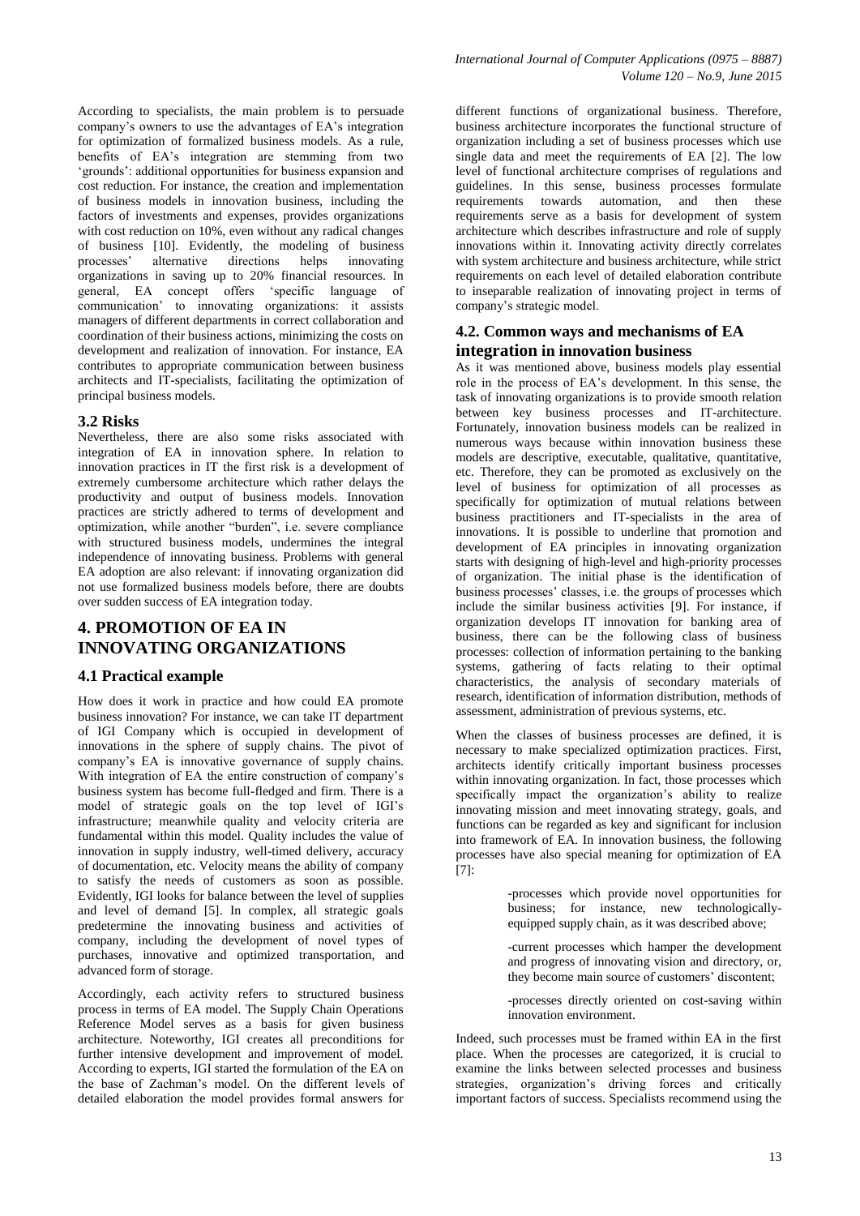According to specialists, the main problem is to persuade company's owners to use the advantages of EA's integration for optimization of formalized business models. As a rule, benefits of EA's integration are stemming from two 'grounds': additional opportunities for business expansion and cost reduction. For instance, the creation and implementation of business models in innovation business, including the factors of investments and expenses, provides organizations with cost reduction on 10%, even without any radical changes of business [10]. Evidently, the modeling of business processes' alternative directions helps innovating organizations in saving up to 20% financial resources. In general, EA concept offers 'specific language of communication' to innovating organizations: it assists managers of different departments in correct collaboration and coordination of their business actions, minimizing the costs on development and realization of innovation. For instance, EA contributes to appropriate communication between business architects and IT-specialists, facilitating the optimization of principal business models.

### 3.2 Risks

Nevertheless, there are also some risks associated with integration of EA in innovation sphere. In relation to innovation practices in IT the first risk is a development of extremely cumbersome architecture which rather delays the productivity and output of business models. Innovation practices are strictly adhered to terms of development and optimization, while another "burden", i.e. severe compliance with structured business models, undermines the integral independence of innovating business. Problems with general EA adoption are also relevant: if innovating organization did not use formalized business models before, there are doubts over sudden success of EA integration today.

## 4. PROMOTION OF EA IN INNOVATING ORGANIZATIONS

### 4.1 Practical example

How does it work in practice and how could EA promote business innovation? For instance, we can take IT department of IGI Company which is occupied in development of innovations in the sphere of supply chains. The pivot of company's EA is innovative governance of supply chains. With integration of EA the entire construction of company's business system has become full-fledged and firm. There is a model of strategic goals on the top level of IGI's infrastructure; meanwhile quality and velocity criteria are fundamental within this model. Quality includes the value of innovation in supply industry, well-timed delivery, accuracy of documentation, etc. Velocity means the ability of company to satisfy the needs of customers as soon as possible. Evidently, IGI looks for balance between the level of supplies and level of demand [5]. In complex, all strategic goals predetermine the innovating business and activities of company, including the development of novel types of purchases, innovative and optimized transportation, and advanced form of storage.

Accordingly, each activity refers to structured business process in terms of EA model. The Supply Chain Operations Reference Model serves as a basis for given business architecture. Noteworthy, IGI creates all preconditions for further intensive development and improvement of model. According to experts, IGI started the formulation of the EA on the base of Zachman's model. On the different levels of detailed elaboration the model provides formal answers for different functions of organizational business. Therefore, business architecture incorporates the functional structure of organization including a set of business processes which use single data and meet the requirements of EA [2]. The low level of functional architecture comprises of regulations and guidelines. In this sense, business processes formulate requirements towards automation, and then these requirements serve as a basis for development of system architecture which describes infrastructure and role of supply innovations within it. Innovating activity directly correlates with system architecture and business architecture, while strict requirements on each level of detailed elaboration contribute to inseparable realization of innovating project in terms of company's strategic model.

### 4.2. Common ways and mechanisms of EA integration in innovation business

As it was mentioned above, business models play essential role in the process of EA's development. In this sense, the task of innovating organizations is to provide smooth relation between key business processes and IT-architecture. Fortunately, innovation business models can be realized in numerous ways because within innovation business these models are descriptive, executable, qualitative, quantitative, etc. Therefore, they can be promoted as exclusively on the level of business for optimization of all processes as specifically for optimization of mutual relations between business practitioners and IT-specialists in the area of innovations. It is possible to underline that promotion and development of EA principles in innovating organization starts with designing of high-level and high-priority processes of organization. The initial phase is the identification of business processes' classes, i.e. the groups of processes which include the similar business activities [9]. For instance, if organization develops IT innovation for banking area of business, there can be the following class of business processes: collection of information pertaining to the banking systems, gathering of facts relating to their optimal characteristics, the analysis of secondary materials of research, identification of information distribution, methods of assessment, administration of previous systems, etc.

When the classes of business processes are defined, it is necessary to make specialized optimization practices. First, architects identify critically important business processes within innovating organization. In fact, those processes which specifically impact the organization's ability to realize innovating mission and meet innovating strategy, goals, and functions can be regarded as key and significant for inclusion into framework of EA. In innovation business, the following processes have also special meaning for optimization of EA [7]:

-processes which provide novel opportunities for business; for instance, new technologically-equipped supply chain, as it was described above;

-current processes which hamper the development and progress of innovating vision and directory, or, they become main source of customers' discontent;

-processes directly oriented on cost-saving within innovation environment.

Indeed, such processes must be framed within EA in the first place. When the processes are categorized, it is crucial to examine the links between selected processes and business strategies, organization's driving forces and critically important factors of success. Specialists recommend using the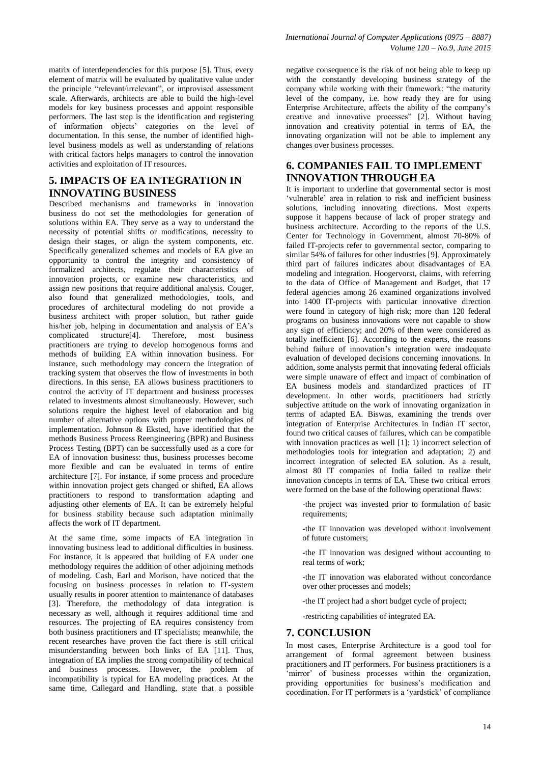matrix of interdependencies for this purpose [5]. Thus, every element of matrix will be evaluated by qualitative value under the principle "relevant/irrelevant", or improvised assessment scale. Afterwards, architects are able to build the high-level models for key business processes and appoint responsible performers. The last step is the identification and registering of information objects' categories on the level of documentation. In this sense, the number of identified high-level business models as well as understanding of relations with critical factors helps managers to control the innovation activities and exploitation of IT resources.

## 5. IMPACTS OF EA INTEGRATION IN INNOVATING BUSINESS

Described mechanisms and frameworks in innovation business do not set the methodologies for generation of solutions within EA. They serve as a way to understand the necessity of potential shifts or modifications, necessity to design their stages, or align the system components, etc. Specifically generalized schemes and models of EA give an opportunity to control the integrity and consistency of formalized architects, regulate their characteristics of innovation projects, or examine new characteristics, and assign new positions that require additional analysis. Couger, also found that generalized methodologies, tools, and procedures of architectural modeling do not provide a business architect with proper solution, but rather guide his/her job, helping in documentation and analysis of EA's complicated structure[4]. Therefore, most business practitioners are trying to develop homogenous forms and methods of building EA within innovation business. For instance, such methodology may concern the integration of tracking system that observes the flow of investments in both directions. In this sense, EA allows business practitioners to control the activity of IT department and business processes related to investments almost simultaneously. However, such solutions require the highest level of elaboration and big number of alternative options with proper methodologies of implementation. Johnson & Eksted, have identified that the methods Business Process Reengineering (BPR) and Business Process Testing (BPT) can be successfully used as a core for EA of innovation business: thus, business processes become more flexible and can be evaluated in terms of entire architecture [7]. For instance, if some process and procedure within innovation project gets changed or shifted, EA allows practitioners to respond to transformation adapting and adjusting other elements of EA. It can be extremely helpful for business stability because such adaptation minimally affects the work of IT department.

At the same time, some impacts of EA integration in innovating business lead to additional difficulties in business. For instance, it is appeared that building of EA under one methodology requires the addition of other adjoining methods of modeling. Cash, Earl and Morison, have noticed that the focusing on business processes in relation to IT-system usually results in poorer attention to maintenance of databases [3]. Therefore, the methodology of data integration is necessary as well, although it requires additional time and resources. The projecting of EA requires consistency from both business practitioners and IT specialists; meanwhile, the recent researches have proven the fact there is still critical misunderstanding between both links of EA [11]. Thus, integration of EA implies the strong compatibility of technical and business processes. However, the problem of incompatibility is typical for EA modeling practices. At the same time, Callegard and Handling, state that a possible negative consequence is the risk of not being able to keep up with the constantly developing business strategy of the company while working with their framework: "the maturity level of the company, i.e. how ready they are for using Enterprise Architecture, affects the ability of the company's creative and innovative processes" [2]. Without having innovation and creativity potential in terms of EA, the innovating organization will not be able to implement any changes over business processes.

## 6. COMPANIES FAIL TO IMPLEMENT INNOVATION THROUGH EA

It is important to underline that governmental sector is most 'vulnerable' area in relation to risk and inefficient business solutions, including innovating directions. Most experts suppose it happens because of lack of proper strategy and business architecture. According to the reports of the U.S. Center for Technology in Government, almost 70-80% of failed IT-projects refer to governmental sector, comparing to similar 54% of failures for other industries [9]. Approximately third part of failures indicates about disadvantages of EA modeling and integration. Hoogervorst, claims, with referring to the data of Office of Management and Budget, that 17 federal agencies among 26 examined organizations involved into 1400 IT-projects with particular innovative direction were found in category of high risk; more than 120 federal programs on business innovations were not capable to show any sign of efficiency; and 20% of them were considered as totally inefficient [6]. According to the experts, the reasons behind failure of innovation's integration were inadequate evaluation of developed decisions concerning innovations. In addition, some analysts permit that innovating federal officials were simple unaware of effect and impact of combination of EA business models and standardized practices of IT development. In other words, practitioners had strictly subjective attitude on the work of innovating organization in terms of adapted EA. Biswas, examining the trends over integration of Enterprise Architectures in Indian IT sector, found two critical causes of failures, which can be compatible with innovation practices as well [1]: 1) incorrect selection of methodologies tools for integration and adaptation; 2) and incorrect integration of selected EA solution. As a result, almost 80 IT companies of India failed to realize their innovation concepts in terms of EA. These two critical errors were formed on the base of the following operational flaws:

- the project was invested prior to formulation of basic requirements;
- the IT innovation was developed without involvement of future customers;
- the IT innovation was designed without accounting to real terms of work;
- the IT innovation was elaborated without concordance over other processes and models;
- the IT project had a short budget cycle of project;
- restricting capabilities of integrated EA.

## 7. CONCLUSION

In most cases, Enterprise Architecture is a good tool for arrangement of formal agreement between business practitioners and IT performers. For business practitioners is a 'mirror' of business processes within the organization, providing opportunities for business's modification and coordination. For IT performers is a 'yardstick' of compliance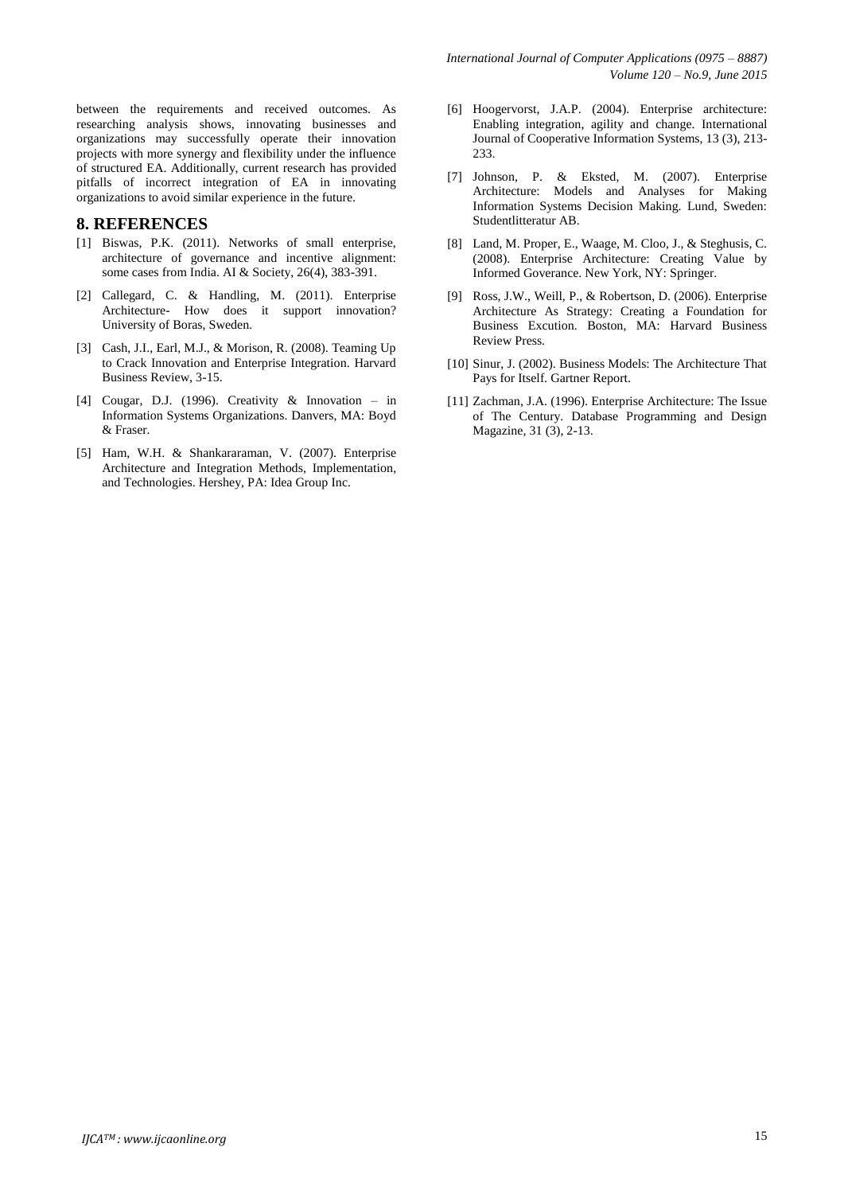between the requirements and received outcomes. As researching analysis shows, innovating businesses and organizations may successfully operate their innovation projects with more synergy and flexibility under the influence of structured EA. Additionally, current research has provided pitfalls of incorrect integration of EA in innovating organizations to avoid similar experience in the future.

## 8. REFERENCES

[1] Biswas, P.K. (2011). Networks of small enterprise, architecture of governance and incentive alignment: some cases from India. AI & Society, 26(4), 383-391.

[2] Callegard, C. & Handling, M. (2011). Enterprise Architecture- How does it support innovation? University of Boras, Sweden.

[3] Cash, J.I., Earl, M.J., & Morison, R. (2008). Teaming Up to Crack Innovation and Enterprise Integration. Harvard Business Review, 3-15.

[4] Cougar, D.J. (1996). Creativity & Innovation – in Information Systems Organizations. Danvers, MA: Boyd & Fraser.

[5] Ham, W.H. & Shankararaman, V. (2007). Enterprise Architecture and Integration Methods, Implementation, and Technologies. Hershey, PA: Idea Group Inc.

[6] Hoogervorst, J.A.P. (2004). Enterprise architecture: Enabling integration, agility and change. International Journal of Cooperative Information Systems, 13 (3), 213-233.

[7] Johnson, P. & Eksted, M. (2007). Enterprise Architecture: Models and Analyses for Making Information Systems Decision Making. Lund, Sweden: Studentlitteratur AB.

[8] Land, M. Proper, E., Waage, M. Cloo, J., & Steghusis, C. (2008). Enterprise Architecture: Creating Value by Informed Goverance. New York, NY: Springer.

[9] Ross, J.W., Weill, P., & Robertson, D. (2006). Enterprise Architecture As Strategy: Creating a Foundation for Business Excution. Boston, MA: Harvard Business Review Press.

[10] Sinur, J. (2002). Business Models: The Architecture That Pays for Itself. Gartner Report.

[11] Zachman, J.A. (1996). Enterprise Architecture: The Issue of The Century. Database Programming and Design Magazine, 31 (3), 2-13.